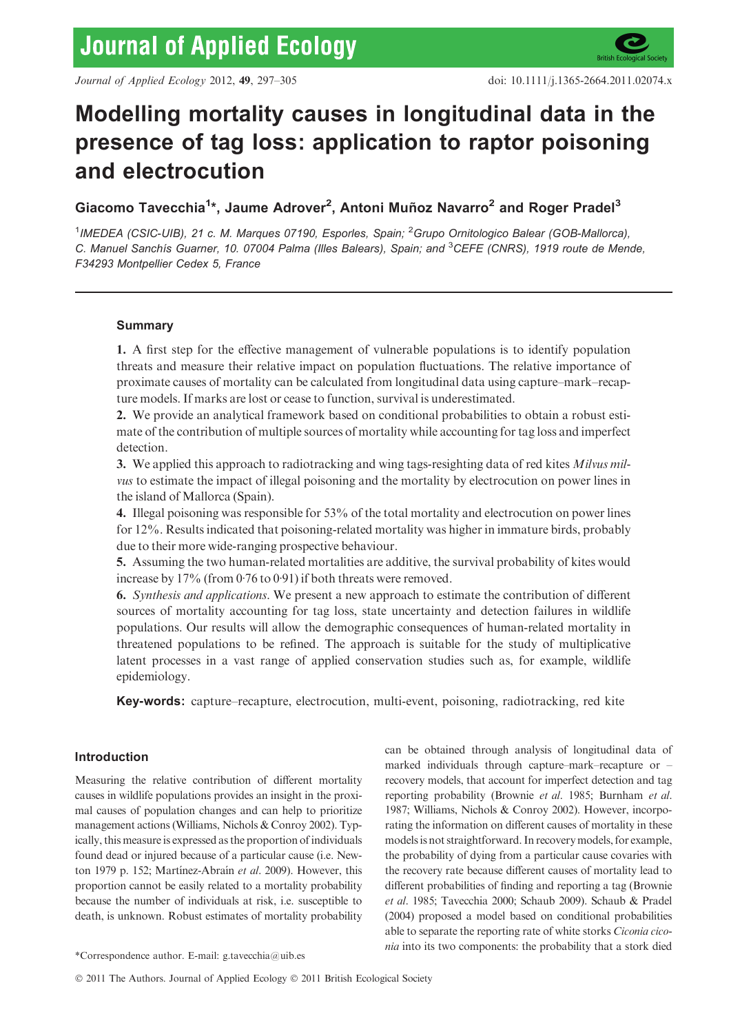# Modelling mortality causes in longitudinal data in the presence of tag loss: application to raptor poisoning and electrocution

**Giacomo Tavecchia[1]*, Jaume Adrover[2], Antoni Muñoz Navarro[2] and Roger Pradel[3]**

[1]*IMEDEA (CSIC-UIB), 21 c. M. Marques 07190, Esporles, Spain;* [2]*Grupo Ornitologico Balear (GOB-Mallorca), C. Manuel Sanchís Guarner, 10. 07004 Palma (Illes Balears), Spain; and* [3]*CEFE (CNRS), 1919 route de Mende, F34293 Montpellier Cedex 5, France*

## Summary

**1.** A first step for the effective management of vulnerable populations is to identify population threats and measure their relative impact on population fluctuations. The relative importance of proximate causes of mortality can be calculated from longitudinal data using capture–mark–recapture models. If marks are lost or cease to function, survival is underestimated.

**2.** We provide an analytical framework based on conditional probabilities to obtain a robust estimate of the contribution of multiple sources of mortality while accounting for tag loss and imperfect detection.

**3.** We applied this approach to radiotracking and wing tags-resighting data of red kites *Milvus milvus* to estimate the impact of illegal poisoning and the mortality by electrocution on power lines in the island of Mallorca (Spain).

**4.** Illegal poisoning was responsible for 53% of the total mortality and electrocution on power lines for 12%. Results indicated that poisoning-related mortality was higher in immature birds, probably due to their more wide-ranging prospective behaviour.

**5.** Assuming the two human-related mortalities are additive, the survival probability of kites would increase by 17% (from 0·76 to 0·91) if both threats were removed.

**6.** *Synthesis and applications*. We present a new approach to estimate the contribution of different sources of mortality accounting for tag loss, state uncertainty and detection failures in wildlife populations. Our results will allow the demographic consequences of human-related mortality in threatened populations to be refined. The approach is suitable for the study of multiplicative latent processes in a vast range of applied conservation studies such as, for example, wildlife epidemiology.

**Key-words:** capture–recapture, electrocution, multi-event, poisoning, radiotracking, red kite

## Introduction

Measuring the relative contribution of different mortality causes in wildlife populations provides an insight in the proximal causes of population changes and can help to prioritize management actions (Williams, Nichols & Conroy 2002). Typically, this measure is expressed as the proportion of individuals found dead or injured because of a particular cause (i.e. Newton 1979 p. 152; Martínez-Abraín *et al*. 2009). However, this proportion cannot be easily related to a mortality probability because the number of individuals at risk, i.e. susceptible to death, is unknown. Robust estimates of mortality probability can be obtained through analysis of longitudinal data of marked individuals through capture–mark–recapture or – recovery models, that account for imperfect detection and tag reporting probability (Brownie *et al*. 1985; Burnham *et al*. 1987; Williams, Nichols & Conroy 2002). However, incorporating the information on different causes of mortality in these models is not straightforward. In recovery models, for example, the probability of dying from a particular cause covaries with the recovery rate because different causes of mortality lead to different probabilities of finding and reporting a tag (Brownie *et al*. 1985; Tavecchia 2000; Schaub 2009). Schaub & Pradel (2004) proposed a model based on conditional probabilities able to separate the reporting rate of white storks *Ciconia ciconia* into its two components: the probability that a stork died

*Correspondence author. E-mail: g.tavecchia@uib.es

© 2011 The Authors. Journal of Applied Ecology © 2011 British Ecological Society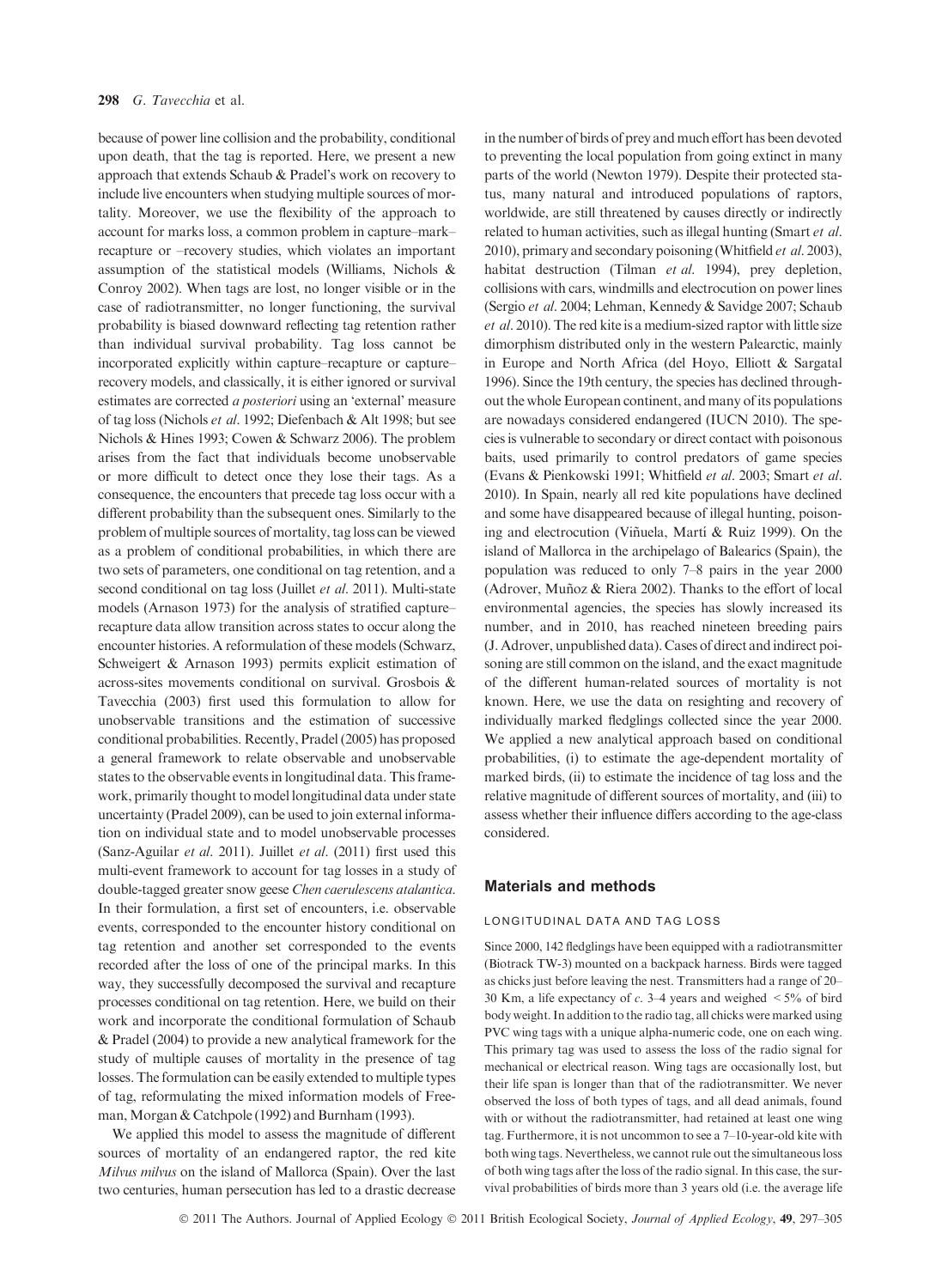because of power line collision and the probability, conditional upon death, that the tag is reported. Here, we present a new approach that extends Schaub & Pradel's work on recovery to include live encounters when studying multiple sources of mortality. Moreover, we use the flexibility of the approach to account for marks loss, a common problem in capture–mark–recapture or –recovery studies, which violates an important assumption of the statistical models (Williams, Nichols & Conroy 2002). When tags are lost, no longer visible or in the case of radiotransmitter, no longer functioning, the survival probability is biased downward reflecting tag retention rather than individual survival probability. Tag loss cannot be incorporated explicitly within capture–recapture or capture–recovery models, and classically, it is either ignored or survival estimates are corrected *a posteriori* using an 'external' measure of tag loss (Nichols *et al*. 1992; Diefenbach & Alt 1998; but see Nichols & Hines 1993; Cowen & Schwarz 2006). The problem arises from the fact that individuals become unobservable or more difficult to detect once they lose their tags. As a consequence, the encounters that precede tag loss occur with a different probability than the subsequent ones. Similarly to the problem of multiple sources of mortality, tag loss can be viewed as a problem of conditional probabilities, in which there are two sets of parameters, one conditional on tag retention, and a second conditional on tag loss (Juillet *et al*. 2011). Multi-state models (Arnason 1973) for the analysis of stratified capture–recapture data allow transition across states to occur along the encounter histories. A reformulation of these models (Schwarz, Schweigert & Arnason 1993) permits explicit estimation of across-sites movements conditional on survival. Grosbois & Tavecchia (2003) first used this formulation to allow for unobservable transitions and the estimation of successive conditional probabilities. Recently, Pradel (2005) has proposed a general framework to relate observable and unobservable states to the observable events in longitudinal data. This framework, primarily thought to model longitudinal data under state uncertainty (Pradel 2009), can be used to join external information on individual state and to model unobservable processes (Sanz-Aguilar *et al*. 2011). Juillet *et al*. (2011) first used this multi-event framework to account for tag losses in a study of double-tagged greater snow geese *Chen caerulescens atalantica*. In their formulation, a first set of encounters, i.e. observable events, corresponded to the encounter history conditional on tag retention and another set corresponded to the events recorded after the loss of one of the principal marks. In this way, they successfully decomposed the survival and recapture processes conditional on tag retention. Here, we build on their work and incorporate the conditional formulation of Schaub & Pradel (2004) to provide a new analytical framework for the study of multiple causes of mortality in the presence of tag losses. The formulation can be easily extended to multiple types of tag, reformulating the mixed information models of Freeman, Morgan & Catchpole (1992) and Burnham (1993).

We applied this model to assess the magnitude of different sources of mortality of an endangered raptor, the red kite *Milvus milvus* on the island of Mallorca (Spain). Over the last two centuries, human persecution has led to a drastic decrease in the number of birds of prey and much effort has been devoted to preventing the local population from going extinct in many parts of the world (Newton 1979). Despite their protected status, many natural and introduced populations of raptors, worldwide, are still threatened by causes directly or indirectly related to human activities, such as illegal hunting (Smart *et al*. 2010), primary and secondary poisoning (Whitfield *et al*. 2003), habitat destruction (Tilman *et al*. 1994), prey depletion, collisions with cars, windmills and electrocution on power lines (Sergio *et al*. 2004; Lehman, Kennedy & Savidge 2007; Schaub *et al*. 2010). The red kite is a medium-sized raptor with little size dimorphism distributed only in the western Palearctic, mainly in Europe and North Africa (del Hoyo, Elliott & Sargatal 1996). Since the 19th century, the species has declined throughout the whole European continent, and many of its populations are nowadays considered endangered (IUCN 2010). The species is vulnerable to secondary or direct contact with poisonous baits, used primarily to control predators of game species (Evans & Pienkowski 1991; Whitfield *et al*. 2003; Smart *et al*. 2010). In Spain, nearly all red kite populations have declined and some have disappeared because of illegal hunting, poisoning and electrocution (Viñuela, Martí & Ruiz 1999). On the island of Mallorca in the archipelago of Balearics (Spain), the population was reduced to only 7–8 pairs in the year 2000 (Adrover, Muñoz & Riera 2002). Thanks to the effort of local environmental agencies, the species has slowly increased its number, and in 2010, has reached nineteen breeding pairs (J. Adrover, unpublished data). Cases of direct and indirect poisoning are still common on the island, and the exact magnitude of the different human-related sources of mortality is not known. Here, we use the data on resighting and recovery of individually marked fledglings collected since the year 2000. We applied a new analytical approach based on conditional probabilities, (i) to estimate the age-dependent mortality of marked birds, (ii) to estimate the incidence of tag loss and the relative magnitude of different sources of mortality, and (iii) to assess whether their influence differs according to the age-class considered.

## Materials and methods

### LONGITUDINAL DATA AND TAG LOSS

Since 2000, 142 fledglings have been equipped with a radiotransmitter (Biotrack TW-3) mounted on a backpack harness. Birds were tagged as chicks just before leaving the nest. Transmitters had a range of 20–30 Km, a life expectancy of *c*. 3–4 years and weighed < 5% of bird body weight. In addition to the radio tag, all chicks were marked using PVC wing tags with a unique alpha-numeric code, one on each wing. This primary tag was used to assess the loss of the radio signal for mechanical or electrical reason. Wing tags are occasionally lost, but their life span is longer than that of the radiotransmitter. We never observed the loss of both types of tags, and all dead animals, found with or without the radiotransmitter, had retained at least one wing tag. Furthermore, it is not uncommon to see a 7–10-year-old kite with both wing tags. Nevertheless, we cannot rule out the simultaneous loss of both wing tags after the loss of the radio signal. In this case, the survival probabilities of birds more than 3 years old (i.e. the average life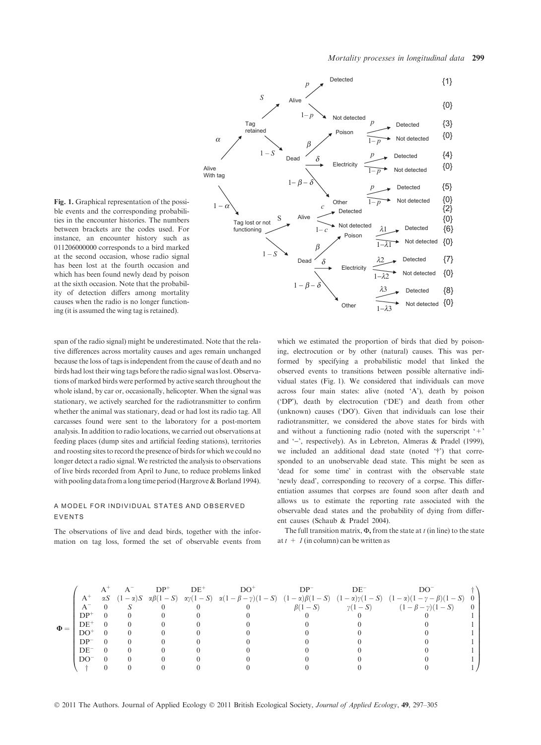Fig. 1. Graphical representation of the possible events and the corresponding probabilities in the encounter histories. The numbers between brackets are the codes used. For instance, an encounter history such as 011206000000 corresponds to a bird marked at the second occasion, whose radio signal has been lost at the fourth occasion and which has been found newly dead by poison at the sixth occasion. Note that the probability of detection differs among mortality causes when the radio is no longer functioning (it is assumed the wing tag is retained).

span of the radio signal) might be underestimated. Note that the relative differences across mortality causes and ages remain unchanged because the loss of tags is independent from the cause of death and no birds had lost their wing tags before the radio signal was lost. Observations of marked birds were performed by active search throughout the whole island, by car or, occasionally, helicopter. When the signal was stationary, we actively searched for the radiotransmitter to confirm whether the animal was stationary, dead or had lost its radio tag. All carcasses found were sent to the laboratory for a post-mortem analysis. In addition to radio locations, we carried out observations at feeding places (dump sites and artificial feeding stations), territories and roosting sites to record the presence of birds for which we could no longer detect a radio signal. We restricted the analysis to observations of live birds recorded from April to June, to reduce problems linked with pooling data from a long time period (Hargrove & Borland 1994).

## A MODEL FOR INDIVIDUAL STATES AND OBSERVED EVENTS

The observations of live and dead birds, together with the information on tag loss, formed the set of observable events from which we estimated the proportion of birds that died by poisoning, electrocution or by other (natural) causes. This was performed by specifying a probabilistic model that linked the observed events to transitions between possible alternative individual states (Fig. 1). We considered that individuals can move across four main states: alive (noted 'A'), death by poison ('DP'), death by electrocution ('DE') and death from other (unknown) causes ('DO'). Given that individuals can lose their radiotransmitter, we considered the above states for birds with and without a functioning radio (noted with the superscript '+' and '−', respectively). As in Lebreton, Almeras & Pradel (1999), we included an additional dead state (noted '†') that corresponded to an unobservable dead state. This might be seen as 'dead for some time' in contrast with the observable state 'newly dead', corresponding to recovery of a corpse. This differentiation assumes that corpses are found soon after death and allows us to estimate the reporting rate associated with the observable dead states and the probability of dying from different causes (Schaub & Pradel 2004).

The full transition matrix, $\Phi$, from the state at $t$ (in line) to the state at $t + 1$ (in column) can be written as

$$
\Phi = \begin{pmatrix}
 & A^+ & A^- & DP^+ & DE^+ & DO^+ & DP^- & DE^- & DO^- & \dagger \\
A^+ & \alpha S & (1-\alpha)S & \alpha\beta(1-S) & \alpha\gamma(1-S) & \alpha(1-\beta-\gamma)(1-S) & (1-\alpha)\beta(1-S) & (1-\alpha)\gamma(1-S) & (1-\alpha)(1-\gamma-\beta)(1-S) & 0 \\
A^- & 0 & S & 0 & 0 & 0 & \beta(1-S) & \gamma(1-S) & (1-\beta-\gamma)(1-S) & 0 \\
DP^+ & 0 & 0 & 0 & 0 & 0 & 0 & 0 & 0 & 1 \\
DE^+ & 0 & 0 & 0 & 0 & 0 & 0 & 0 & 0 & 1 \\
DO^+ & 0 & 0 & 0 & 0 & 0 & 0 & 0 & 0 & 1 \\
DP^- & 0 & 0 & 0 & 0 & 0 & 0 & 0 & 0 & 1 \\
DE^- & 0 & 0 & 0 & 0 & 0 & 0 & 0 & 0 & 1 \\
DO^- & 0 & 0 & 0 & 0 & 0 & 0 & 0 & 0 & 1 \\
\dagger & 0 & 0 & 0 & 0 & 0 & 0 & 0 & 0 & 1
\end{pmatrix}
$$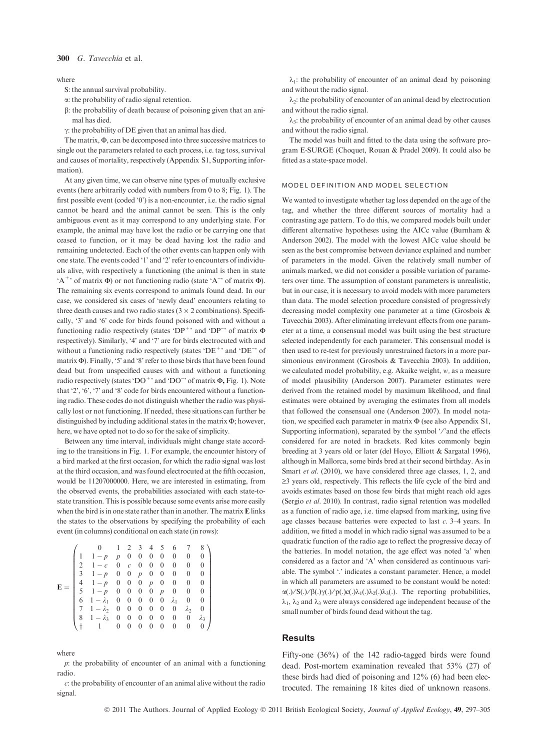where

S: the annual survival probability.

$\alpha$: the probability of radio signal retention.

$\beta$: the probability of death because of poisoning given that an animal has died.

$\gamma$: the probability of DE given that an animal has died.

The matrix, $\Phi$, can be decomposed into three successive matrices to single out the parameters related to each process, i.e. tag toss, survival and causes of mortality, respectively (Appendix S1, Supporting information).

At any given time, we can observe nine types of mutually exclusive events (here arbitrarily coded with numbers from 0 to 8; Fig. 1). The first possible event (coded '0') is a non-encounter, i.e. the radio signal cannot be heard and the animal cannot be seen. This is the only ambiguous event as it may correspond to any underlying state. For example, the animal may have lost the radio or be carrying one that ceased to function, or it may be dead having lost the radio and remaining undetected. Each of the other events can happen only with one state. The events coded '1' and '2' refer to encounters of individuals alive, with respectively a functioning (the animal is then in state '$A^+$' of matrix $\Phi$) or not functioning radio (state '$A^-$' of matrix $\Phi$). The remaining six events correspond to animals found dead. In our case, we considered six cases of 'newly dead' encounters relating to three death causes and two radio states ($3 \times 2$ combinations). Specifically, '3' and '6' code for birds found poisoned with and without a functioning radio respectively (states '$DP^+$' and '$DP^-$' of matrix $\Phi$ respectively). Similarly, '4' and '7' are for birds electrocuted with and without a functioning radio respectively (states '$DE^+$' and '$DE^-$' of matrix $\Phi$). Finally, '5' and '8' refer to those birds that have been found dead but from unspecified causes with and without a functioning radio respectively (states '$DO^+$' and '$DO^-$' of matrix $\Phi$, Fig. 1). Note that '2', '6', '7' and '8' code for birds encountered without a functioning radio. These codes do not distinguish whether the radio was physically lost or not functioning. If needed, these situations can further be distinguished by including additional states in the matrix $\Phi$; however, here, we have opted not to do so for the sake of simplicity.

Between any time interval, individuals might change state according to the transitions in Fig. 1. For example, the encounter history of a bird marked at the first occasion, for which the radio signal was lost at the third occasion, and was found electrocuted at the fifth occasion, would be 11207000000. Here, we are interested in estimating, from the observed events, the probabilities associated with each state-to-state transition. This is possible because some events arise more easily when the bird is in one state rather than in another. The matrix **E** links the states to the observations by specifying the probability of each event (in columns) conditional on each state (in rows):

$$
\mathbf{E} = \begin{pmatrix}
 & 0 & 1 & 2 & 3 & 4 & 5 & 6 & 7 & 8 \\
1 & 1-p & p & 0 & 0 & 0 & 0 & 0 & 0 & 0 \\
2 & 1-c & 0 & c & 0 & 0 & 0 & 0 & 0 & 0 \\
3 & 1-p & 0 & 0 & p & 0 & 0 & 0 & 0 & 0 \\
4 & 1-p & 0 & 0 & 0 & p & 0 & 0 & 0 & 0 \\
5 & 1-p & 0 & 0 & 0 & 0 & p & 0 & 0 & 0 \\
6 & 1-\lambda_1 & 0 & 0 & 0 & 0 & 0 & \lambda_1 & 0 & 0 \\
7 & 1-\lambda_2 & 0 & 0 & 0 & 0 & 0 & 0 & \lambda_2 & 0 \\
8 & 1-\lambda_3 & 0 & 0 & 0 & 0 & 0 & 0 & 0 & \lambda_3 \\
\dagger & 1 & 0 & 0 & 0 & 0 & 0 & 0 & 0 & 0
\end{pmatrix}
$$

where

$p$: the probability of encounter of an animal with a functioning radio.

$c$: the probability of encounter of an animal alive without the radio signal.

$\lambda_1$: the probability of encounter of an animal dead by poisoning and without the radio signal.

$\lambda_2$: the probability of encounter of an animal dead by electrocution and without the radio signal.

$\lambda_3$: the probability of encounter of an animal dead by other causes and without the radio signal.

The model was built and fitted to the data using the software program E-SURGE (Choquet, Rouan & Pradel 2009). It could also be fitted as a state-space model.

### MODEL DEFINITION AND MODEL SELECTION

We wanted to investigate whether tag loss depended on the age of the tag, and whether the three different sources of mortality had a contrasting age pattern. To do this, we compared models built under different alternative hypotheses using the AICc value (Burnham & Anderson 2002). The model with the lowest AICc value should be seen as the best compromise between deviance explained and number of parameters in the model. Given the relatively small number of animals marked, we did not consider a possible variation of parameters over time. The assumption of constant parameters is unrealistic, but in our case, it is necessary to avoid models with more parameters than data. The model selection procedure consisted of progressively decreasing model complexity one parameter at a time (Grosbois & Tavecchia 2003). After eliminating irrelevant effects from one parameter at a time, a consensual model was built using the best structure selected independently for each parameter. This consensual model is then used to re-test for previously unrestrained factors in a more parsimonious environment (Grosbois & Tavecchia 2003). In addition, we calculated model probability, e.g. Akaike weight, $w$, as a measure of model plausibility (Anderson 2007). Parameter estimates were derived from the retained model by maximum likelihood, and final estimates were obtained by averaging the estimates from all models that followed the consensual one (Anderson 2007). In model notation, we specified each parameter in matrix $\Phi$ (see also Appendix S1, Supporting information), separated by the symbol '/' and the effects considered for are noted in brackets. Red kites commonly begin breeding at 3 years old or later (del Hoyo, Elliott & Sargatal 1996), although in Mallorca, some birds bred at their second birthday. As in Smart *et al.* (2010), we have considered three age classes, 1, 2, and ≥3 years old, respectively. This reflects the life cycle of the bird and avoids estimates based on those few birds that might reach old ages (Sergio *et al.* 2010). In contrast, radio signal retention was modelled as a function of radio age, i.e. time elapsed from marking, using five age classes because batteries were expected to last *c.* 3–4 years. In addition, we fitted a model in which radio signal was assumed to be a quadratic function of the radio age to reflect the progressive decay of the batteries. In model notation, the age effect was noted 'a' when considered as a factor and 'A' when considered as continuous variable. The symbol '.' indicates a constant parameter. Hence, a model in which all parameters are assumed to be constant would be noted: $\alpha(.)/S(.)/\beta(.)\gamma(.)/p(.)c(.)\lambda_1(.)\lambda_2(.)\lambda_3(.)$. The reporting probabilities, $\lambda_1$, $\lambda_2$ and $\lambda_3$ were always considered age independent because of the small number of birds found dead without the tag.

## Results

Fifty-one (36%) of the 142 radio-tagged birds were found dead. Post-mortem examination revealed that 53% (27) of these birds had died of poisoning and 12% (6) had been electrocuted. The remaining 18 kites died of unknown reasons.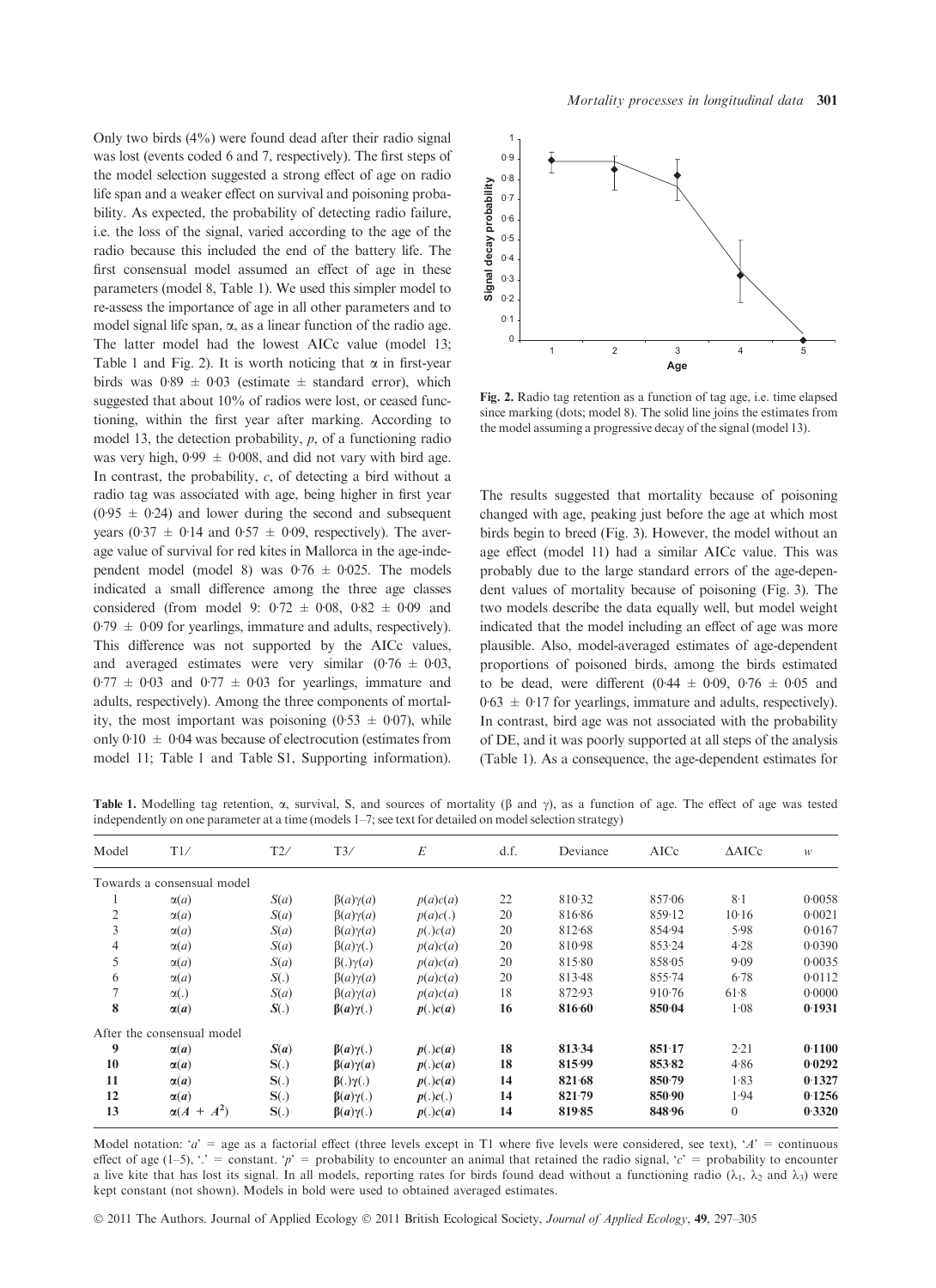Only two birds (4%) were found dead after their radio signal was lost (events coded 6 and 7, respectively). The first steps of the model selection suggested a strong effect of age on radio life span and a weaker effect on survival and poisoning probability. As expected, the probability of detecting radio failure, i.e. the loss of the signal, varied according to the age of the radio because this included the end of the battery life. The first consensual model assumed an effect of age in these parameters (model 8, Table 1). We used this simpler model to re-assess the importance of age in all other parameters and to model signal life span, $\alpha$, as a linear function of the radio age. The latter model had the lowest AICc value (model 13; Table 1 and Fig. 2). It is worth noticing that $\alpha$ in first-year birds was $0{\cdot}89 \pm 0{\cdot}03$ (estimate ± standard error), which suggested that about 10% of radios were lost, or ceased functioning, within the first year after marking. According to model 13, the detection probability, $p$, of a functioning radio was very high, $0{\cdot}99 \pm 0{\cdot}008$, and did not vary with bird age. In contrast, the probability, $c$, of detecting a bird without a radio tag was associated with age, being higher in first year ($0{\cdot}95 \pm 0{\cdot}24$) and lower during the second and subsequent years ($0{\cdot}37 \pm 0{\cdot}14$ and $0{\cdot}57 \pm 0{\cdot}09$, respectively). The average value of survival for red kites in Mallorca in the age-independent model (model 8) was $0{\cdot}76 \pm 0{\cdot}025$. The models indicated a small difference among the three age classes considered (from model 9: $0{\cdot}72 \pm 0{\cdot}08$, $0{\cdot}82 \pm 0{\cdot}09$ and $0{\cdot}79 \pm 0{\cdot}09$ for yearlings, immature and adults, respectively). This difference was not supported by the AICc values, and averaged estimates were very similar ($0{\cdot}76 \pm 0{\cdot}03$, $0{\cdot}77 \pm 0{\cdot}03$ and $0{\cdot}77 \pm 0{\cdot}03$ for yearlings, immature and adults, respectively). Among the three components of mortality, the most important was poisoning ($0{\cdot}53 \pm 0{\cdot}07$), while only $0{\cdot}10 \pm 0{\cdot}04$ was because of electrocution (estimates from model 11; Table 1 and Table S1, Supporting information).

Fig. 2. Radio tag retention as a function of tag age, i.e. time elapsed since marking (dots; model 8). The solid line joins the estimates from the model assuming a progressive decay of the signal (model 13).

The results suggested that mortality because of poisoning changed with age, peaking just before the age at which most birds begin to breed (Fig. 3). However, the model without an age effect (model 11) had a similar AICc value. This was probably due to the large standard errors of the age-dependent values of mortality because of poisoning (Fig. 3). The two models describe the data equally well, but model weight indicated that the model including an effect of age was more plausible. Also, model-averaged estimates of age-dependent proportions of poisoned birds, among the birds estimated to be dead, were different ($0{\cdot}44 \pm 0{\cdot}09$, $0{\cdot}76 \pm 0{\cdot}05$ and $0{\cdot}63 \pm 0{\cdot}17$ for yearlings, immature and adults, respectively). In contrast, bird age was not associated with the probability of DE, and it was poorly supported at all steps of the analysis (Table 1). As a consequence, the age-dependent estimates for

**Table 1.** Modelling tag retention, $\alpha$, survival, S, and sources of mortality ($\beta$ and $\gamma$), as a function of age. The effect of age was tested independently on one parameter at a time (models 1–7; see text for detailed on model selection strategy)

| Model | T1/ | T2/ | T3/ | $E$ | d.f. | Deviance | AICc | ΔAICc | $w$ |
|---|---|---|---|---|---|---|---|---|---|
| Towards a consensual model | | | | | | | | | |
| 1 | $\alpha(a)$ | $S(a)$ | $\beta(a)\gamma(a)$ | $p(a)c(a)$ | 22 | 810·32 | 857·06 | 8·1 | 0·0058 |
| 2 | $\alpha(a)$ | $S(a)$ | $\beta(a)\gamma(a)$ | $p(a)c(.)$ | 20 | 816·86 | 859·12 | 10·16 | 0·0021 |
| 3 | $\alpha(a)$ | $S(a)$ | $\beta(a)\gamma(a)$ | $p(.)c(a)$ | 20 | 812·68 | 854·94 | 5·98 | 0·0167 |
| 4 | $\alpha(a)$ | $S(a)$ | $\beta(a)\gamma(.)$ | $p(a)c(a)$ | 20 | 810·98 | 853·24 | 4·28 | 0·0390 |
| 5 | $\alpha(a)$ | $S(a)$ | $\beta(.)\gamma(a)$ | $p(a)c(a)$ | 20 | 815·80 | 858·05 | 9·09 | 0·0035 |
| 6 | $\alpha(a)$ | $S(.)$ | $\beta(a)\gamma(a)$ | $p(a)c(a)$ | 20 | 813·48 | 855·74 | 6·78 | 0·0112 |
| 7 | $\alpha(.)$ | $S(a)$ | $\beta(a)\gamma(a)$ | $p(a)c(a)$ | 18 | 872·93 | 910·76 | 61·8 | 0·0000 |
| **8** | $\boldsymbol{\alpha(a)}$ | $\boldsymbol{S(.)}$ | $\boldsymbol{\beta(a)\gamma(.)}$ | $\boldsymbol{p(.)c(a)}$ | **16** | **816·60** | **850·04** | 1·08 | **0·1931** |
| After the consensual model | | | | | | | | | |
| **9** | $\boldsymbol{\alpha(a)}$ | $\boldsymbol{S(a)}$ | $\boldsymbol{\beta(a)\gamma(.)}$ | $\boldsymbol{p(.)c(a)}$ | **18** | **813·34** | **851·17** | 2·21 | **0·1100** |
| **10** | $\boldsymbol{\alpha(a)}$ | **S(.)** | $\boldsymbol{\beta(a)\gamma(a)}$ | $\boldsymbol{p(.)c(a)}$ | **18** | **815·99** | **853·82** | 4·86 | **0·0292** |
| **11** | $\boldsymbol{\alpha(a)}$ | **S(.)** | $\boldsymbol{\beta(.)\gamma(.)}$ | $\boldsymbol{p(.)c(a)}$ | **14** | **821·68** | **850·79** | 1·83 | **0·1327** |
| **12** | $\boldsymbol{\alpha(a)}$ | **S(.)** | $\boldsymbol{\beta(a)\gamma(.)}$ | $\boldsymbol{p(.)c(.)}$ | **14** | **821·79** | **850·90** | 1·94 | **0·1256** |
| **13** | $\boldsymbol{\alpha(A + A^2)}$ | **S(.)** | $\boldsymbol{\beta(a)\gamma(.)}$ | $\boldsymbol{p(.)c(a)}$ | **14** | **819·85** | **848·96** | 0 | **0·3320** |

Model notation: '$a$' = age as a factorial effect (three levels except in T1 where five levels were considered, see text), '$A$' = continuous effect of age (1–5), '.' = constant. '$p$' = probability to encounter an animal that retained the radio signal, '$c$' = probability to encounter a live kite that has lost its signal. In all models, reporting rates for birds found dead without a functioning radio ($\lambda_1$, $\lambda_2$ and $\lambda_3$) were kept constant (not shown). Models in bold were used to obtained averaged estimates.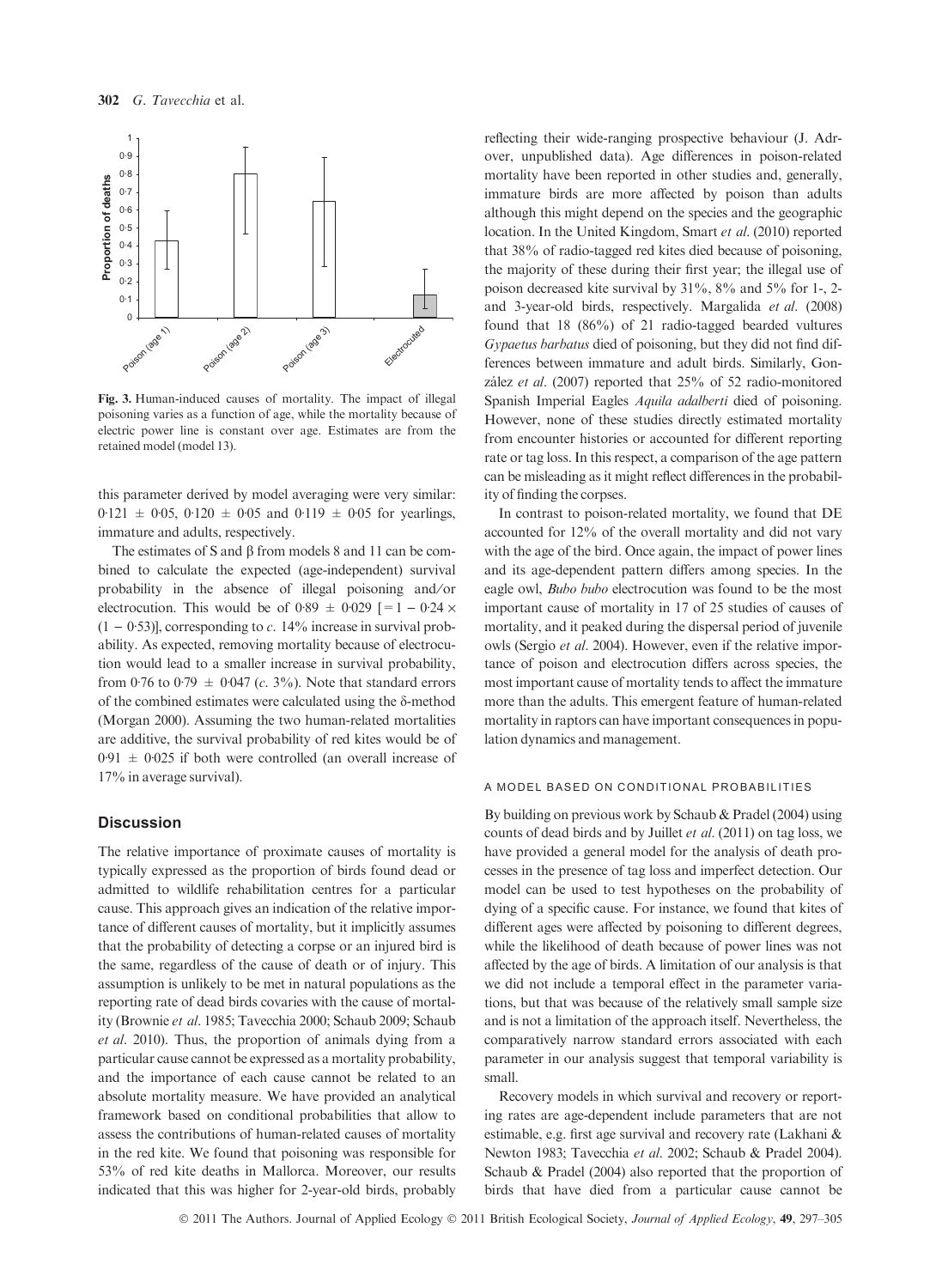Fig. 3. Human-induced causes of mortality. The impact of illegal poisoning varies as a function of age, while the mortality because of electric power line is constant over age. Estimates are from the retained model (model 13).

this parameter derived by model averaging were very similar: $0{\cdot}121 \pm 0{\cdot}05$, $0{\cdot}120 \pm 0{\cdot}05$ and $0{\cdot}119 \pm 0{\cdot}05$ for yearlings, immature and adults, respectively.

The estimates of S and β from models 8 and 11 can be combined to calculate the expected (age-independent) survival probability in the absence of illegal poisoning and/or electrocution. This would be of $0{\cdot}89 \pm 0{\cdot}029$ [$= 1 - 0{\cdot}24 \times (1 - 0{\cdot}53)$], corresponding to *c.* 14% increase in survival probability. As expected, removing mortality because of electrocution would lead to a smaller increase in survival probability, from 0·76 to $0{\cdot}79 \pm 0{\cdot}047$ (*c.* 3%). Note that standard errors of the combined estimates were calculated using the δ-method (Morgan 2000). Assuming the two human-related mortalities are additive, the survival probability of red kites would be of $0{\cdot}91 \pm 0{\cdot}025$ if both were controlled (an overall increase of 17% in average survival).

## Discussion

The relative importance of proximate causes of mortality is typically expressed as the proportion of birds found dead or admitted to wildlife rehabilitation centres for a particular cause. This approach gives an indication of the relative importance of different causes of mortality, but it implicitly assumes that the probability of detecting a corpse or an injured bird is the same, regardless of the cause of death or of injury. This assumption is unlikely to be met in natural populations as the reporting rate of dead birds covaries with the cause of mortality (Brownie *et al*. 1985; Tavecchia 2000; Schaub 2009; Schaub *et al*. 2010). Thus, the proportion of animals dying from a particular cause cannot be expressed as a mortality probability, and the importance of each cause cannot be related to an absolute mortality measure. We have provided an analytical framework based on conditional probabilities that allow to assess the contributions of human-related causes of mortality in the red kite. We found that poisoning was responsible for 53% of red kite deaths in Mallorca. Moreover, our results indicated that this was higher for 2-year-old birds, probably reflecting their wide-ranging prospective behaviour (J. Adrover, unpublished data). Age differences in poison-related mortality have been reported in other studies and, generally, immature birds are more affected by poison than adults although this might depend on the species and the geographic location. In the United Kingdom, Smart *et al*. (2010) reported that 38% of radio-tagged red kites died because of poisoning, the majority of these during their first year; the illegal use of poison decreased kite survival by 31%, 8% and 5% for 1-, 2- and 3-year-old birds, respectively. Margalida *et al*. (2008) found that 18 (86%) of 21 radio-tagged bearded vultures *Gypaetus barbatus* died of poisoning, but they did not find differences between immature and adult birds. Similarly, González *et al*. (2007) reported that 25% of 52 radio-monitored Spanish Imperial Eagles *Aquila adalberti* died of poisoning. However, none of these studies directly estimated mortality from encounter histories or accounted for different reporting rate or tag loss. In this respect, a comparison of the age pattern can be misleading as it might reflect differences in the probability of finding the corpses.

In contrast to poison-related mortality, we found that DE accounted for 12% of the overall mortality and did not vary with the age of the bird. Once again, the impact of power lines and its age-dependent pattern differs among species. In the eagle owl, *Bubo bubo* electrocution was found to be the most important cause of mortality in 17 of 25 studies of causes of mortality, and it peaked during the dispersal period of juvenile owls (Sergio *et al*. 2004). However, even if the relative importance of poison and electrocution differs across species, the most important cause of mortality tends to affect the immature more than the adults. This emergent feature of human-related mortality in raptors can have important consequences in population dynamics and management.

### A MODEL BASED ON CONDITIONAL PROBABILITIES

By building on previous work by Schaub & Pradel (2004) using counts of dead birds and by Juillet *et al*. (2011) on tag loss, we have provided a general model for the analysis of death processes in the presence of tag loss and imperfect detection. Our model can be used to test hypotheses on the probability of dying of a specific cause. For instance, we found that kites of different ages were affected by poisoning to different degrees, while the likelihood of death because of power lines was not affected by the age of birds. A limitation of our analysis is that we did not include a temporal effect in the parameter variations, but that was because of the relatively small sample size and is not a limitation of the approach itself. Nevertheless, the comparatively narrow standard errors associated with each parameter in our analysis suggest that temporal variability is small.

Recovery models in which survival and recovery or reporting rates are age-dependent include parameters that are not estimable, e.g. first age survival and recovery rate (Lakhani & Newton 1983; Tavecchia *et al*. 2002; Schaub & Pradel 2004). Schaub & Pradel (2004) also reported that the proportion of birds that have died from a particular cause cannot be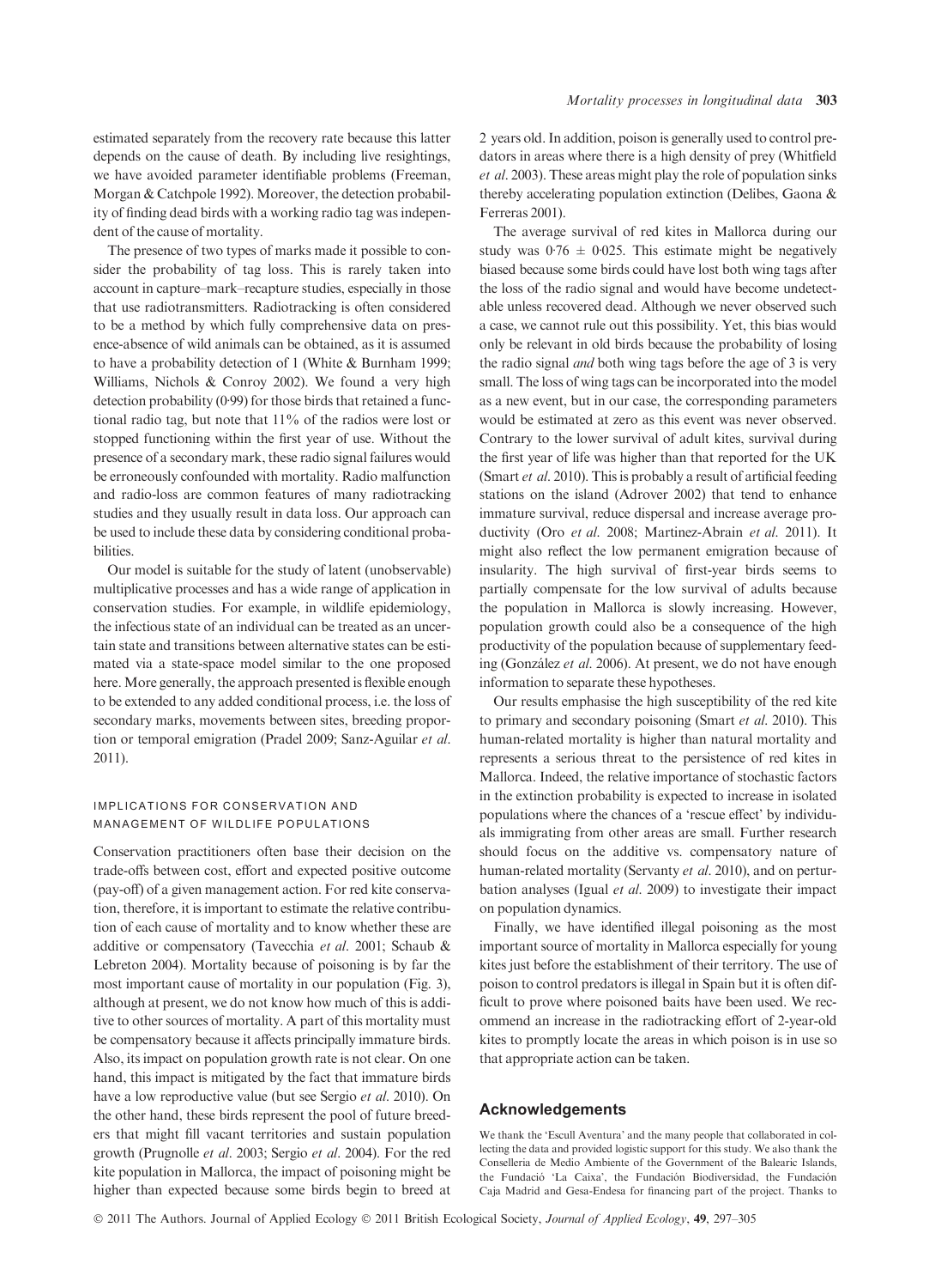estimated separately from the recovery rate because this latter depends on the cause of death. By including live resightings, we have avoided parameter identifiable problems (Freeman, Morgan & Catchpole 1992). Moreover, the detection probability of finding dead birds with a working radio tag was independent of the cause of mortality.

The presence of two types of marks made it possible to consider the probability of tag loss. This is rarely taken into account in capture–mark–recapture studies, especially in those that use radiotransmitters. Radiotracking is often considered to be a method by which fully comprehensive data on presence-absence of wild animals can be obtained, as it is assumed to have a probability detection of 1 (White & Burnham 1999; Williams, Nichols & Conroy 2002). We found a very high detection probability (0·99) for those birds that retained a functional radio tag, but note that 11% of the radios were lost or stopped functioning within the first year of use. Without the presence of a secondary mark, these radio signal failures would be erroneously confounded with mortality. Radio malfunction and radio-loss are common features of many radiotracking studies and they usually result in data loss. Our approach can be used to include these data by considering conditional probabilities.

Our model is suitable for the study of latent (unobservable) multiplicative processes and has a wide range of application in conservation studies. For example, in wildlife epidemiology, the infectious state of an individual can be treated as an uncertain state and transitions between alternative states can be estimated via a state-space model similar to the one proposed here. More generally, the approach presented is flexible enough to be extended to any added conditional process, i.e. the loss of secondary marks, movements between sites, breeding proportion or temporal emigration (Pradel 2009; Sanz-Aguilar *et al.* 2011).

### IMPLICATIONS FOR CONSERVATION AND MANAGEMENT OF WILDLIFE POPULATIONS

Conservation practitioners often base their decision on the trade-offs between cost, effort and expected positive outcome (pay-off) of a given management action. For red kite conservation, therefore, it is important to estimate the relative contribution of each cause of mortality and to know whether these are additive or compensatory (Tavecchia *et al.* 2001; Schaub & Lebreton 2004). Mortality because of poisoning is by far the most important cause of mortality in our population (Fig. 3), although at present, we do not know how much of this is additive to other sources of mortality. A part of this mortality must be compensatory because it affects principally immature birds. Also, its impact on population growth rate is not clear. On one hand, this impact is mitigated by the fact that immature birds have a low reproductive value (but see Sergio *et al.* 2010). On the other hand, these birds represent the pool of future breeders that might fill vacant territories and sustain population growth (Prugnolle *et al.* 2003; Sergio *et al.* 2004). For the red kite population in Mallorca, the impact of poisoning might be higher than expected because some birds begin to breed at 2 years old. In addition, poison is generally used to control predators in areas where there is a high density of prey (Whitfield *et al.* 2003). These areas might play the role of population sinks thereby accelerating population extinction (Delibes, Gaona & Ferreras 2001).

The average survival of red kites in Mallorca during our study was 0·76 ± 0·025. This estimate might be negatively biased because some birds could have lost both wing tags after the loss of the radio signal and would have become undetectable unless recovered dead. Although we never observed such a case, we cannot rule out this possibility. Yet, this bias would only be relevant in old birds because the probability of losing the radio signal *and* both wing tags before the age of 3 is very small. The loss of wing tags can be incorporated into the model as a new event, but in our case, the corresponding parameters would be estimated at zero as this event was never observed. Contrary to the lower survival of adult kites, survival during the first year of life was higher than that reported for the UK (Smart *et al.* 2010). This is probably a result of artificial feeding stations on the island (Adrover 2002) that tend to enhance immature survival, reduce dispersal and increase average productivity (Oro *et al.* 2008; Martinez-Abrain *et al.* 2011). It might also reflect the low permanent emigration because of insularity. The high survival of first-year birds seems to partially compensate for the low survival of adults because the population in Mallorca is slowly increasing. However, population growth could also be a consequence of the high productivity of the population because of supplementary feeding (González *et al.* 2006). At present, we do not have enough information to separate these hypotheses.

Our results emphasise the high susceptibility of the red kite to primary and secondary poisoning (Smart *et al.* 2010). This human-related mortality is higher than natural mortality and represents a serious threat to the persistence of red kites in Mallorca. Indeed, the relative importance of stochastic factors in the extinction probability is expected to increase in isolated populations where the chances of a 'rescue effect' by individuals immigrating from other areas are small. Further research should focus on the additive vs. compensatory nature of human-related mortality (Servanty *et al.* 2010), and on perturbation analyses (Igual *et al.* 2009) to investigate their impact on population dynamics.

Finally, we have identified illegal poisoning as the most important source of mortality in Mallorca especially for young kites just before the establishment of their territory. The use of poison to control predators is illegal in Spain but it is often difficult to prove where poisoned baits have been used. We recommend an increase in the radiotracking effort of 2-year-old kites to promptly locate the areas in which poison is in use so that appropriate action can be taken.

## Acknowledgements

We thank the 'Escull Aventura' and the many people that collaborated in collecting the data and provided logistic support for this study. We also thank the Conselleria de Medio Ambiente of the Government of the Balearic Islands, the Fundació 'La Caixa', the Fundación Biodiversidad, the Fundación Caja Madrid and Gesa-Endesa for financing part of the project. Thanks to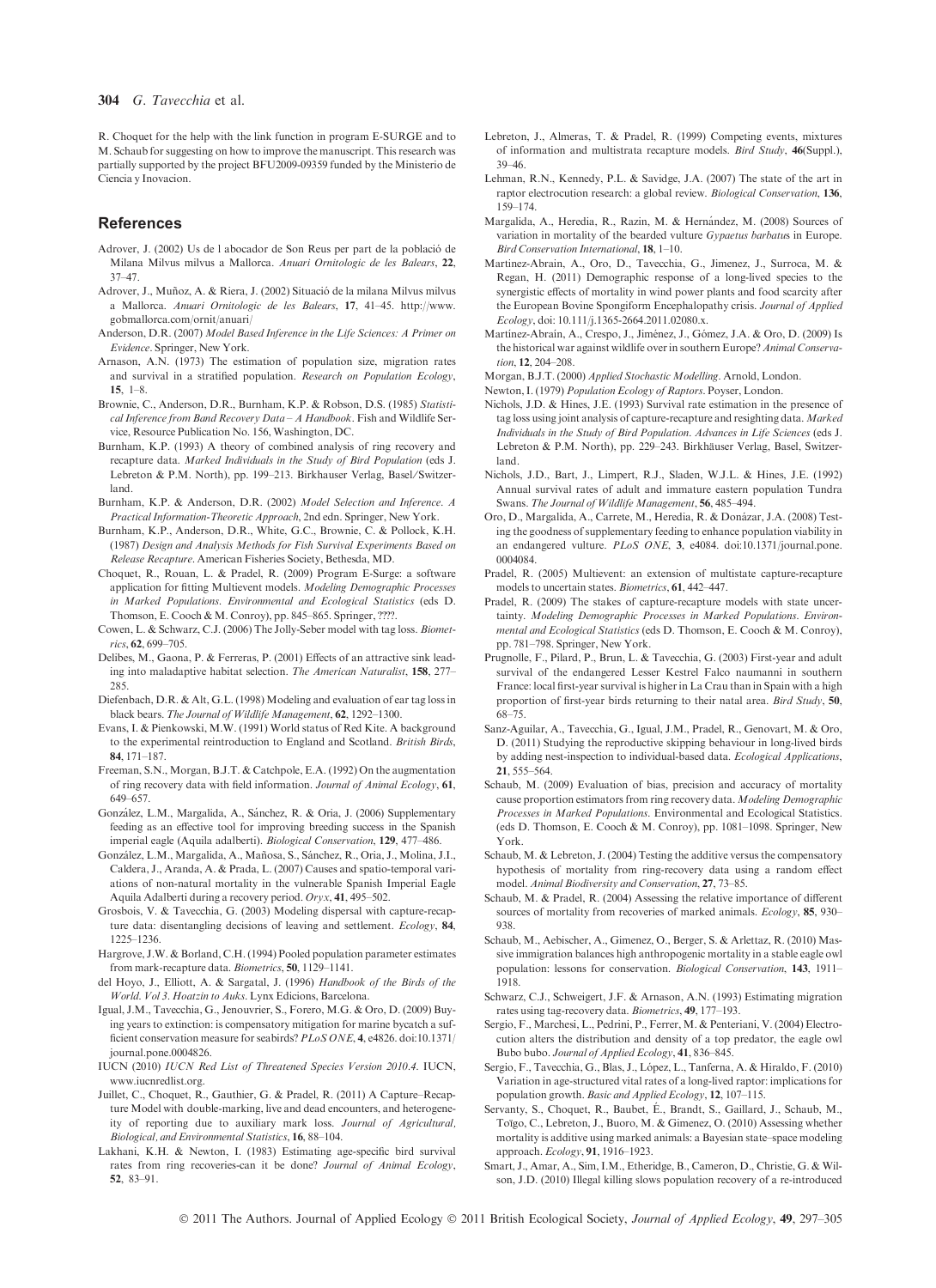R. Choquet for the help with the link function in program E-SURGE and to M. Schaub for suggesting on how to improve the manuscript. This research was partially supported by the project BFU2009-09359 funded by the Ministerio de Ciencia y Inovacion.

## References

Adrover, J. (2002) Us de l abocador de Son Reus per part de la població de Milana Milvus milvus a Mallorca. *Anuari Ornitologic de les Balears*, **22**, 37–47.

Adrover, J., Muñoz, A. & Riera, J. (2002) Situació de la milana Milvus milvus a Mallorca. *Anuari Ornitologic de les Balears*, **17**, 41–45. http://www.gobmallorca.com/ornit/anuari/

Anderson, D.R. (2007) *Model Based Inference in the Life Sciences: A Primer on Evidence*. Springer, New York.

Arnason, A.N. (1973) The estimation of population size, migration rates and survival in a stratified population. *Research on Population Ecology*, **15**, 1–8.

Brownie, C., Anderson, D.R., Burnham, K.P. & Robson, D.S. (1985) *Statistical Inference from Band Recovery Data – A Handbook*. Fish and Wildlife Service, Resource Publication No. 156, Washington, DC.

Burnham, K.P. (1993) A theory of combined analysis of ring recovery and recapture data. *Marked Individuals in the Study of Bird Population* (eds J. Lebreton & P.M. North), pp. 199–213. Birkhauser Verlag, Basel/Switzerland.

Burnham, K.P. & Anderson, D.R. (2002) *Model Selection and Inference. A Practical Information-Theoretic Approach*, 2nd edn. Springer, New York.

Burnham, K.P., Anderson, D.R., White, G.C., Brownie, C. & Pollock, K.H. (1987) *Design and Analysis Methods for Fish Survival Experiments Based on Release Recapture*. American Fisheries Society, Bethesda, MD.

Choquet, R., Rouan, L. & Pradel, R. (2009) Program E-Surge: a software application for fitting Multievent models. *Modeling Demographic Processes in Marked Populations. Environmental and Ecological Statistics* (eds D. Thomson, E. Cooch & M. Conroy), pp. 845–865. Springer, ????.

Cowen, L. & Schwarz, C.J. (2006) The Jolly-Seber model with tag loss. *Biometrics*, **62**, 699–705.

Delibes, M., Gaona, P. & Ferreras, P. (2001) Effects of an attractive sink leading into maladaptive habitat selection. *The American Naturalist*, **158**, 277–285.

Diefenbach, D.R. & Alt, G.L. (1998) Modeling and evaluation of ear tag loss in black bears. *The Journal of Wildlife Management*, **62**, 1292–1300.

Evans, I. & Pienkowski, M.W. (1991) World status of Red Kite. A background to the experimental reintroduction to England and Scotland. *British Birds*, **84**, 171–187.

Freeman, S.N., Morgan, B.J.T. & Catchpole, E.A. (1992) On the augmentation of ring recovery data with field information. *Journal of Animal Ecology*, **61**, 649–657.

González, L.M., Margalida, A., Sánchez, R. & Oria, J. (2006) Supplementary feeding as an effective tool for improving breeding success in the Spanish imperial eagle (Aquila adalberti). *Biological Conservation*, **129**, 477–486.

González, L.M., Margalida, A., Mañosa, S., Sánchez, R., Oria, J., Molina, J.I., Caldera, J., Aranda, A. & Prada, L. (2007) Causes and spatio-temporal variations of non-natural mortality in the vulnerable Spanish Imperial Eagle Aquila Adalberti during a recovery period. *Oryx*, **41**, 495–502.

Grosbois, V. & Tavecchia, G. (2003) Modeling dispersal with capture-recapture data: disentangling decisions of leaving and settlement. *Ecology*, **84**, 1225–1236.

Hargrove, J.W. & Borland, C.H. (1994) Pooled population parameter estimates from mark-recapture data. *Biometrics*, **50**, 1129–1141.

del Hoyo, J., Elliott, A. & Sargatal, J. (1996) *Handbook of the Birds of the World. Vol 3. Hoatzin to Auks*. Lynx Edicions, Barcelona.

Igual, J.M., Tavecchia, G., Jenouvrier, S., Forero, M.G. & Oro, D. (2009) Buying years to extinction: is compensatory mitigation for marine bycatch a sufficient conservation measure for seabirds? *PLoS ONE*, **4**, e4826. doi:10.1371/journal.pone.0004826.

IUCN (2010) *IUCN Red List of Threatened Species Version 2010.4*. IUCN, www.iucnredlist.org.

Juillet, C., Choquet, R., Gauthier, G. & Pradel, R. (2011) A Capture–Recapture Model with double-marking, live and dead encounters, and heterogeneity of reporting due to auxiliary mark loss. *Journal of Agricultural, Biological, and Environmental Statistics*, **16**, 88–104.

Lakhani, K.H. & Newton, I. (1983) Estimating age-specific bird survival rates from ring recoveries-can it be done? *Journal of Animal Ecology*, **52**, 83–91.

Lebreton, J., Almeras, T. & Pradel, R. (1999) Competing events, mixtures of information and multistrata recapture models. *Bird Study*, **46**(Suppl.), 39–46.

Lehman, R.N., Kennedy, P.L. & Savidge, J.A. (2007) The state of the art in raptor electrocution research: a global review. *Biological Conservation*, **136**, 159–174.

Margalida, A., Heredia, R., Razin, M. & Hernández, M. (2008) Sources of variation in mortality of the bearded vulture *Gypaetus barbatus* in Europe. *Bird Conservation International*, **18**, 1–10.

Martinez-Abrain, A., Oro, D., Tavecchia, G., Jimenez, J., Surroca, M. & Regan, H. (2011) Demographic response of a long-lived species to the synergistic effects of mortality in wind power plants and food scarcity after the European Bovine Spongiform Encephalopathy crisis. *Journal of Applied Ecology*, doi: 10.111/j.1365-2664.2011.02080.x.

Martínez-Abraín, A., Crespo, J., Jiménez, J., Gómez, J.A. & Oro, D. (2009) Is the historical war against wildlife over in southern Europe? *Animal Conservation*, **12**, 204–208.

Morgan, B.J.T. (2000) *Applied Stochastic Modelling*. Arnold, London.

Newton, I. (1979) *Population Ecology of Raptors*. Poyser, London.

Nichols, J.D. & Hines, J.E. (1993) Survival rate estimation in the presence of tag loss using joint analysis of capture-recapture and resighting data. *Marked Individuals in the Study of Bird Population. Advances in Life Sciences* (eds J. Lebreton & P.M. North), pp. 229–243. Birkhäuser Verlag, Basel, Switzerland.

Nichols, J.D., Bart, J., Limpert, R.J., Sladen, W.J.L. & Hines, J.E. (1992) Annual survival rates of adult and immature eastern population Tundra Swans. *The Journal of Wildlife Management*, **56**, 485–494.

Oro, D., Margalida, A., Carrete, M., Heredia, R. & Donázar, J.A. (2008) Testing the goodness of supplementary feeding to enhance population viability in an endangered vulture. *PLoS ONE*, **3**, e4084. doi:10.1371/journal.pone.0004084.

Pradel, R. (2005) Multievent: an extension of multistate capture-recapture models to uncertain states. *Biometrics*, **61**, 442–447.

Pradel, R. (2009) The stakes of capture-recapture models with state uncertainty. *Modeling Demographic Processes in Marked Populations. Environmental and Ecological Statistics* (eds D. Thomson, E. Cooch & M. Conroy), pp. 781–798. Springer, New York.

Prugnolle, F., Pilard, P., Brun, L. & Tavecchia, G. (2003) First-year and adult survival of the endangered Lesser Kestrel Falco naumanni in southern France: local first-year survival is higher in La Crau than in Spain with a high proportion of first-year birds returning to their natal area. *Bird Study*, **50**, 68–75.

Sanz-Aguilar, A., Tavecchia, G., Igual, J.M., Pradel, R., Genovart, M. & Oro, D. (2011) Studying the reproductive skipping behaviour in long-lived birds by adding nest-inspection to individual-based data. *Ecological Applications*, **21**, 555–564.

Schaub, M. (2009) Evaluation of bias, precision and accuracy of mortality cause proportion estimators from ring recovery data. *Modeling Demographic Processes in Marked Populations*. Environmental and Ecological Statistics. (eds D. Thomson, E. Cooch & M. Conroy), pp. 1081–1098. Springer, New York.

Schaub, M. & Lebreton, J. (2004) Testing the additive versus the compensatory hypothesis of mortality from ring-recovery data using a random effect model. *Animal Biodiversity and Conservation*, **27**, 73–85.

Schaub, M. & Pradel, R. (2004) Assessing the relative importance of different sources of mortality from recoveries of marked animals. *Ecology*, **85**, 930–938.

Schaub, M., Aebischer, A., Gimenez, O., Berger, S. & Arlettaz, R. (2010) Massive immigration balances high anthropogenic mortality in a stable eagle owl population: lessons for conservation. *Biological Conservation*, **143**, 1911–1918.

Schwarz, C.J., Schweigert, J.F. & Arnason, A.N. (1993) Estimating migration rates using tag-recovery data. *Biometrics*, **49**, 177–193.

Sergio, F., Marchesi, L., Pedrini, P., Ferrer, M. & Penteriani, V. (2004) Electrocution alters the distribution and density of a top predator, the eagle owl Bubo bubo. *Journal of Applied Ecology*, **41**, 836–845.

Sergio, F., Tavecchia, G., Blas, J., López, L., Tanferna, A. & Hiraldo, F. (2010) Variation in age-structured vital rates of a long-lived raptor: implications for population growth. *Basic and Applied Ecology*, **12**, 107–115.

Servanty, S., Choquet, R., Baubet, É., Brandt, S., Gaillard, J., Schaub, M., Toïgo, C., Lebreton, J., Buoro, M. & Gimenez, O. (2010) Assessing whether mortality is additive using marked animals: a Bayesian state–space modeling approach. *Ecology*, **91**, 1916–1923.

Smart, J., Amar, A., Sim, I.M., Etheridge, B., Cameron, D., Christie, G. & Wilson, J.D. (2010) Illegal killing slows population recovery of a re-introduced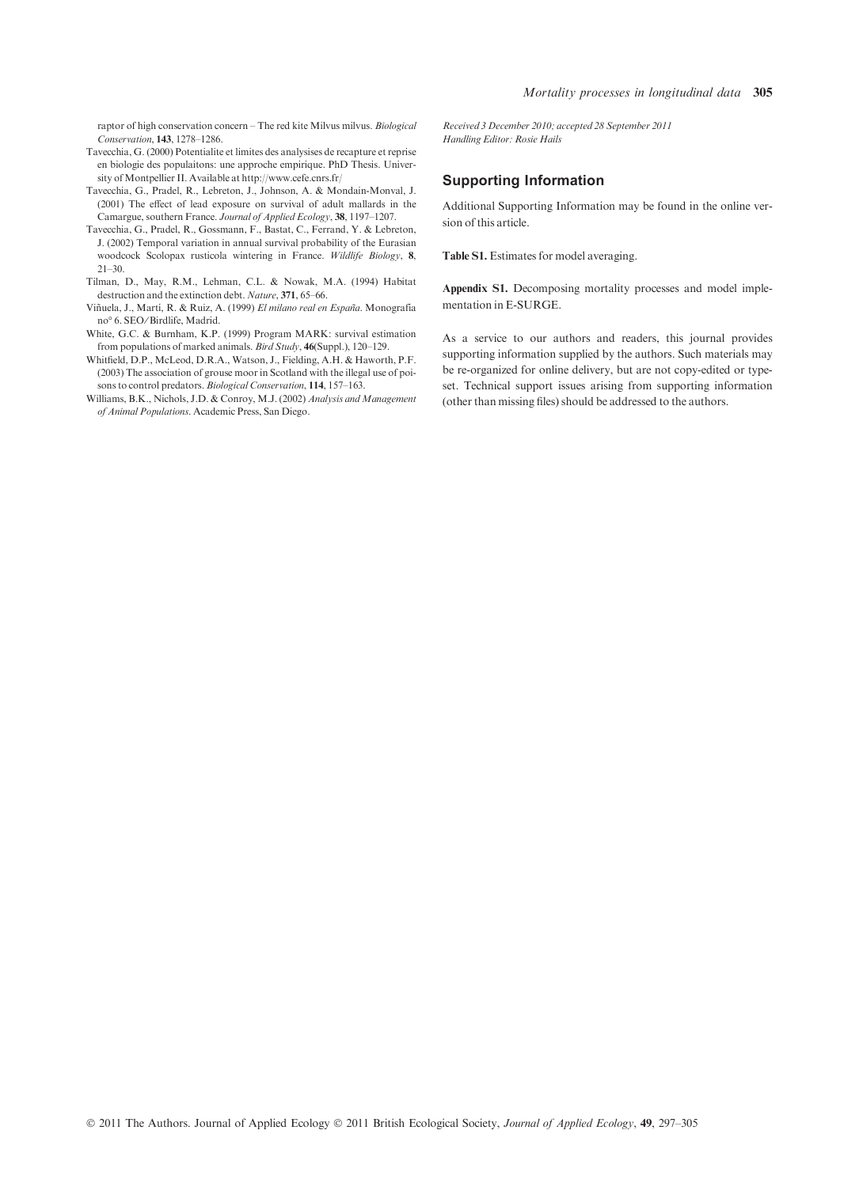raptor of high conservation concern – The red kite Milvus milvus. *Biological Conservation*, **143**, 1278–1286.

Tavecchia, G. (2000) Potentialite et limites des analysises de recapture et reprise en biologie des populaitons: une approche empirique. PhD Thesis. University of Montpellier II. Available at http://www.cefe.cnrs.fr/

Tavecchia, G., Pradel, R., Lebreton, J., Johnson, A. & Mondain-Monval, J. (2001) The effect of lead exposure on survival of adult mallards in the Camargue, southern France. *Journal of Applied Ecology*, **38**, 1197–1207.

Tavecchia, G., Pradel, R., Gossmann, F., Bastat, C., Ferrand, Y. & Lebreton, J. (2002) Temporal variation in annual survival probability of the Eurasian woodcock Scolopax rusticola wintering in France. *Wildlife Biology*, **8**, 21–30.

Tilman, D., May, R.M., Lehman, C.L. & Nowak, M.A. (1994) Habitat destruction and the extinction debt. *Nature*, **371**, 65–66.

Viñuela, J., Martí, R. & Ruiz, A. (1999) *El milano real en España*. Monografía no° 6. SEO/Birdlife, Madrid.

White, G.C. & Burnham, K.P. (1999) Program MARK: survival estimation from populations of marked animals. *Bird Study*, **46**(Suppl.), 120–129.

Whitfield, D.P., McLeod, D.R.A., Watson, J., Fielding, A.H. & Haworth, P.F. (2003) The association of grouse moor in Scotland with the illegal use of poisons to control predators. *Biological Conservation*, **114**, 157–163.

Williams, B.K., Nichols, J.D. & Conroy, M.J. (2002) *Analysis and Management of Animal Populations*. Academic Press, San Diego.

*Received 3 December 2010; accepted 28 September 2011*
*Handling Editor: Rosie Hails*

## Supporting Information

Additional Supporting Information may be found in the online version of this article.

**Table S1.** Estimates for model averaging.

**Appendix S1.** Decomposing mortality processes and model implementation in E-SURGE.

As a service to our authors and readers, this journal provides supporting information supplied by the authors. Such materials may be re-organized for online delivery, but are not copy-edited or typeset. Technical support issues arising from supporting information (other than missing files) should be addressed to the authors.